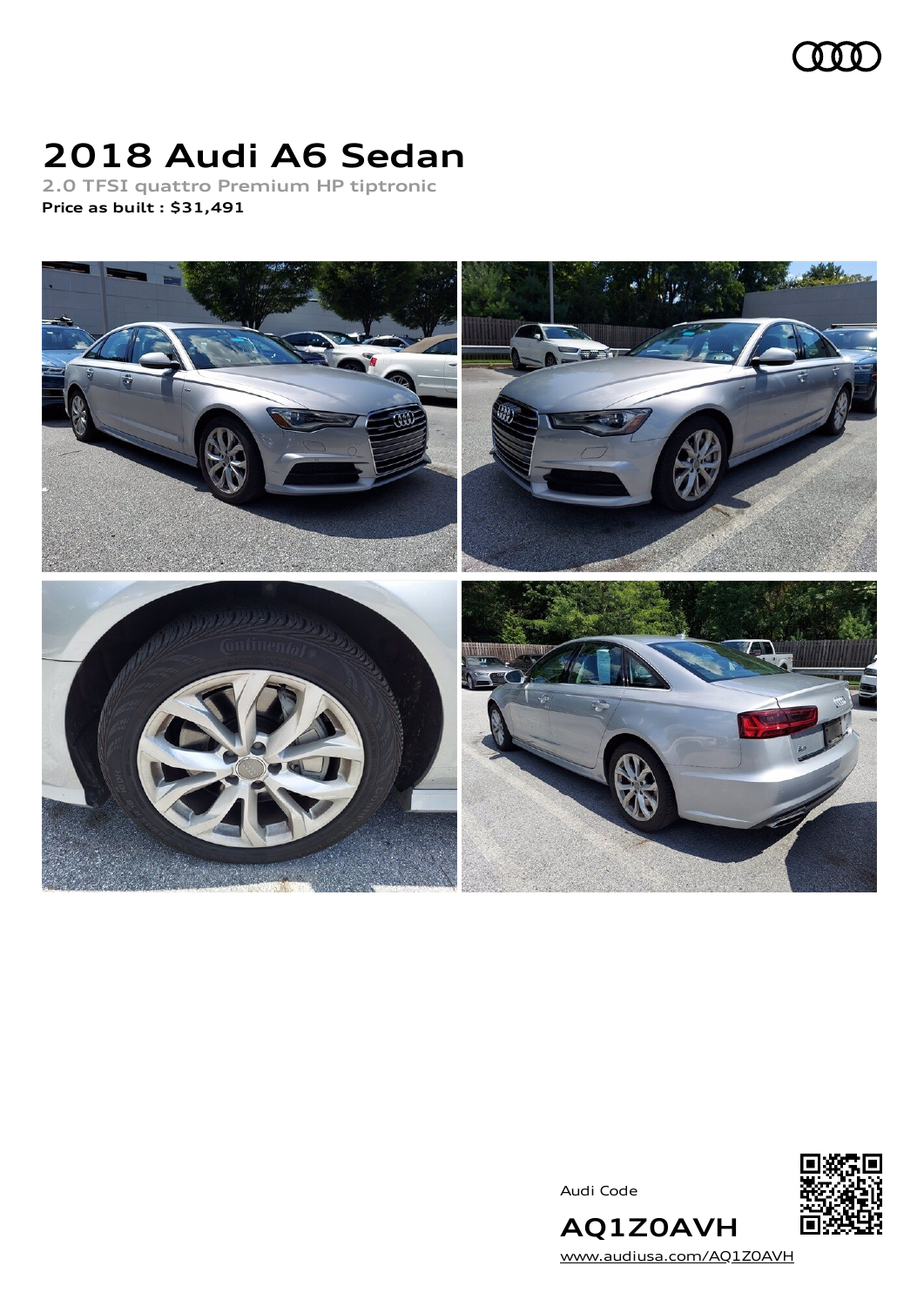# 2018 Audi A6 Sedan

2.0 TFSI quattro Premium HP tiptronic

**Price as built : $31,491**

Audi Code

**AQ1Z0AVH**

www.audiusa.com/AQ1Z0AVH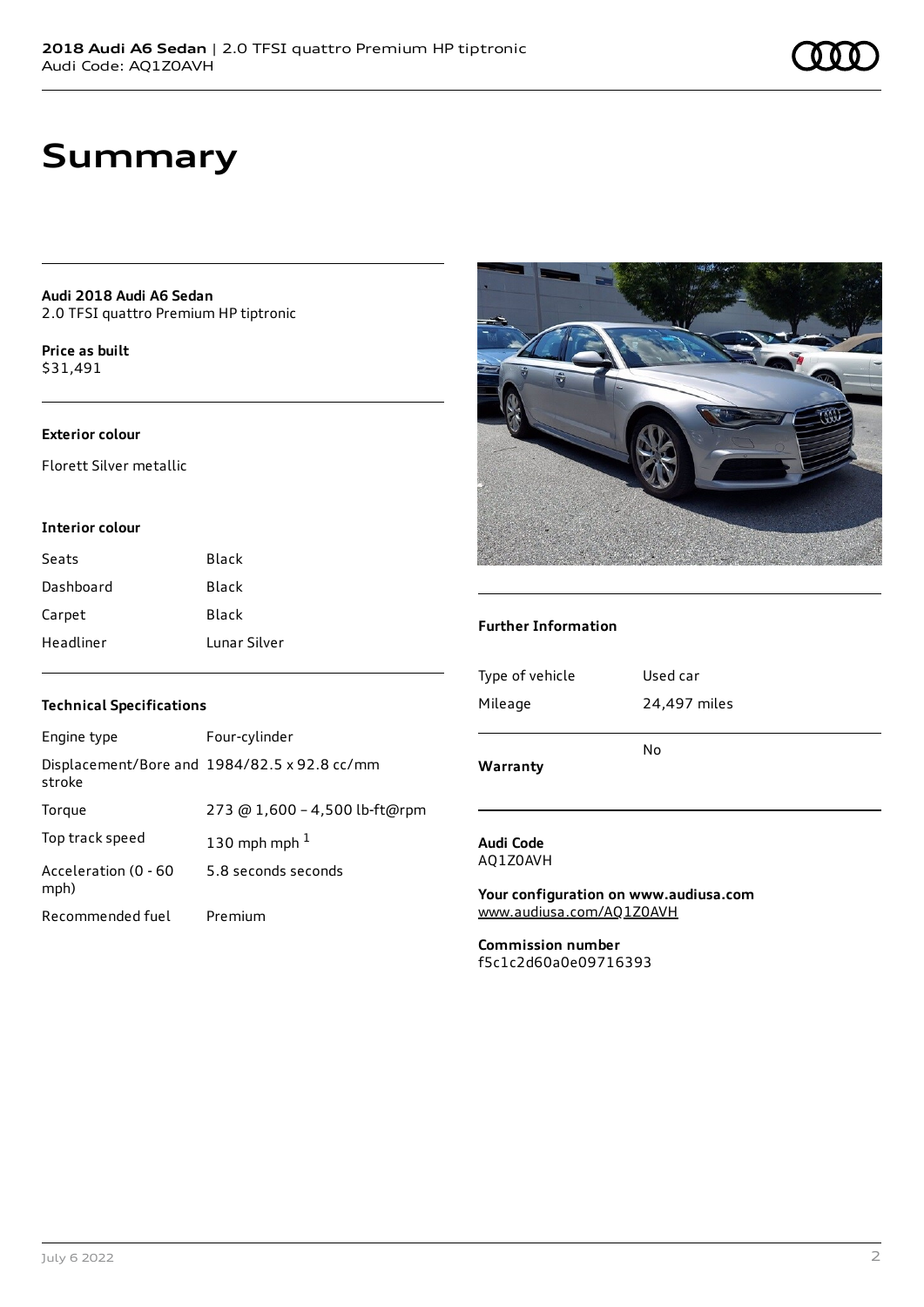# Summary

**Audi 2018 Audi A6 Sedan**
2.0 TFSI quattro Premium HP tiptronic

**Price as built**
$31,491

### Exterior colour

Florett Silver metallic

### Interior colour

| | |
|---|---|
| Seats | Black |
| Dashboard | Black |
| Carpet | Black |
| Headliner | Lunar Silver |

### Technical Specifications

| | |
|---|---|
| Engine type | Four-cylinder |
| Displacement/Bore and stroke | 1984/82.5 x 92.8 cc/mm |
| Torque | 273 @ 1,600 – 4,500 lb-ft@rpm |
| Top track speed | 130 mph mph [1] |
| Acceleration (0 - 60 mph) | 5.8 seconds seconds |
| Recommended fuel | Premium |

### Further Information

| | |
|---|---|
| Type of vehicle | Used car |
| Mileage | 24,497 miles |
| **Warranty** | No |

**Audi Code**
AQ1Z0AVH

**Your configuration on www.audiusa.com**
www.audiusa.com/AQ1Z0AVH

**Commission number**
f5c1c2d60a0e09716393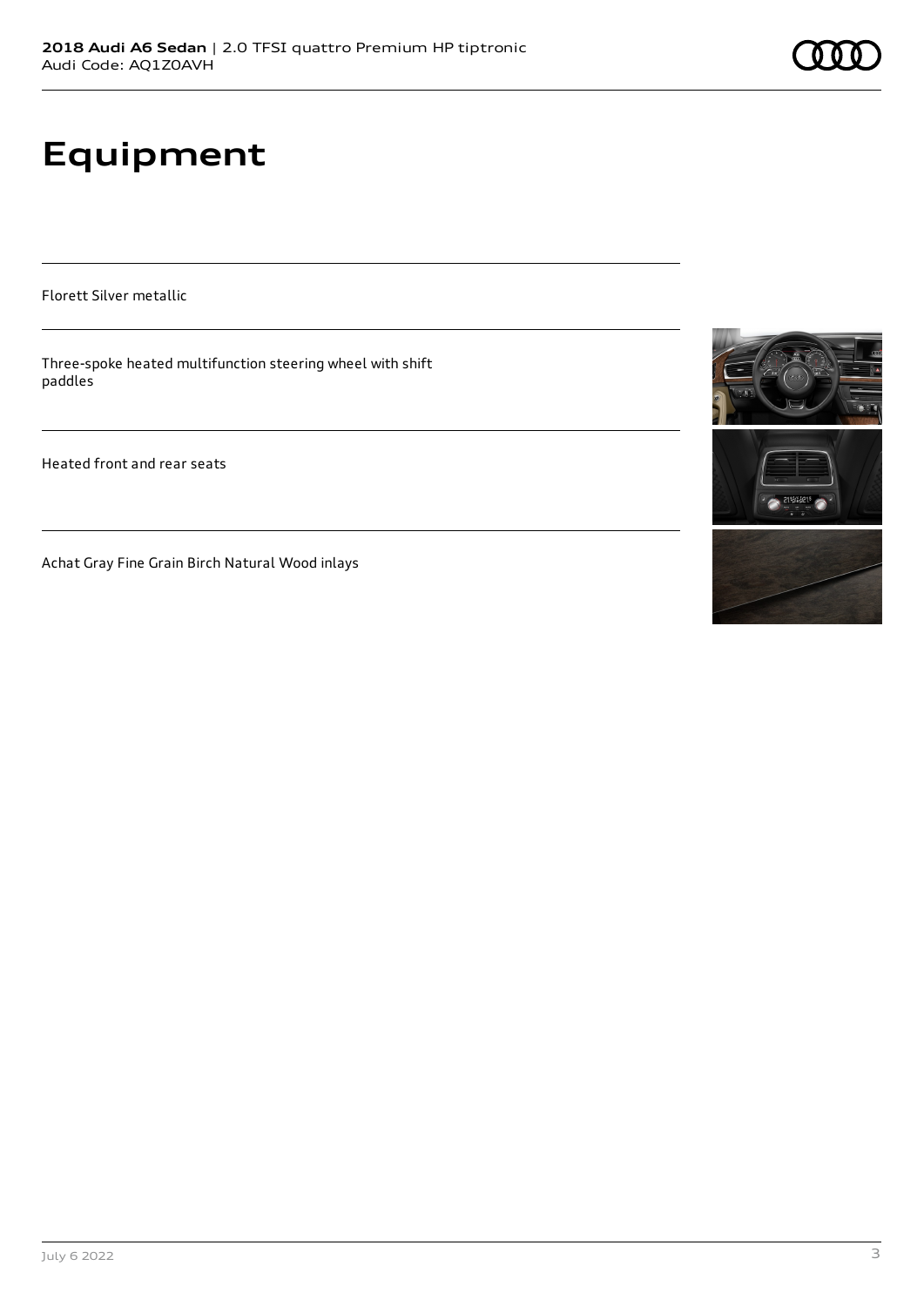# Equipment

Florett Silver metallic

Three-spoke heated multifunction steering wheel with shift paddles

Heated front and rear seats

Achat Gray Fine Grain Birch Natural Wood inlays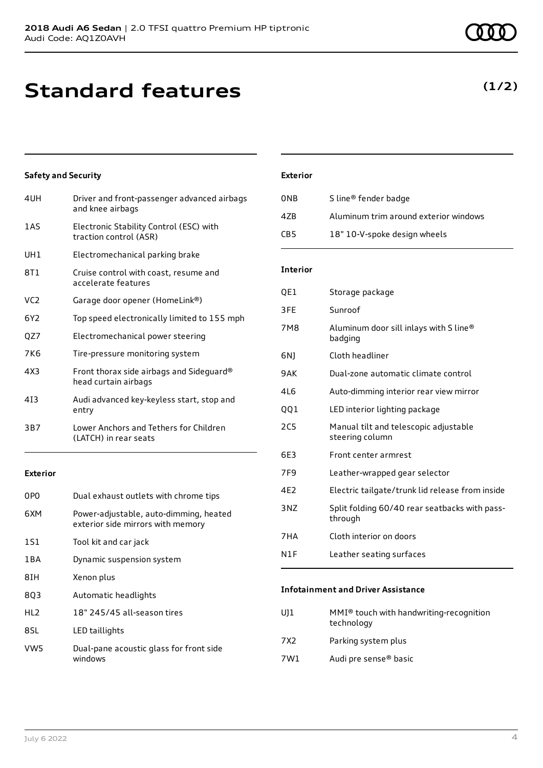**2018 Audi A6 Sedan** | 2.0 TFSI quattro Premium HP tiptronic
Audi Code: AQ1Z0AVH

# Standard features

**(1/2)**

### Safety and Security

| | |
|---|---|
| 4UH | Driver and front-passenger advanced airbags and knee airbags |
| 1AS | Electronic Stability Control (ESC) with traction control (ASR) |
| UH1 | Electromechanical parking brake |
| 8T1 | Cruise control with coast, resume and accelerate features |
| VC2 | Garage door opener (HomeLink®) |
| 6Y2 | Top speed electronically limited to 155 mph |
| QZ7 | Electromechanical power steering |
| 7K6 | Tire-pressure monitoring system |
| 4X3 | Front thorax side airbags and Sideguard® head curtain airbags |
| 4I3 | Audi advanced key-keyless start, stop and entry |
| 3B7 | Lower Anchors and Tethers for Children (LATCH) in rear seats |

### Exterior

| | |
|---|---|
| 0P0 | Dual exhaust outlets with chrome tips |
| 6XM | Power-adjustable, auto-dimming, heated exterior side mirrors with memory |
| 1S1 | Tool kit and car jack |
| 1BA | Dynamic suspension system |
| 8IH | Xenon plus |
| 8Q3 | Automatic headlights |
| HL2 | 18" 245/45 all-season tires |
| 8SL | LED taillights |
| VW5 | Dual-pane acoustic glass for front side windows |

### Exterior

| | |
|---|---|
| 0NB | S line® fender badge |
| 4ZB | Aluminum trim around exterior windows |
| CB5 | 18" 10-V-spoke design wheels |

### Interior

| | |
|---|---|
| QE1 | Storage package |
| 3FE | Sunroof |
| 7M8 | Aluminum door sill inlays with S line® badging |
| 6NJ | Cloth headliner |
| 9AK | Dual-zone automatic climate control |
| 4L6 | Auto-dimming interior rear view mirror |
| QQ1 | LED interior lighting package |
| 2C5 | Manual tilt and telescopic adjustable steering column |
| 6E3 | Front center armrest |
| 7F9 | Leather-wrapped gear selector |
| 4E2 | Electric tailgate/trunk lid release from inside |
| 3NZ | Split folding 60/40 rear seatbacks with pass-through |
| 7HA | Cloth interior on doors |
| N1F | Leather seating surfaces |

### Infotainment and Driver Assistance

| | |
|---|---|
| UJ1 | MMI® touch with handwriting-recognition technology |
| 7X2 | Parking system plus |
| 7W1 | Audi pre sense® basic |

July 6 2022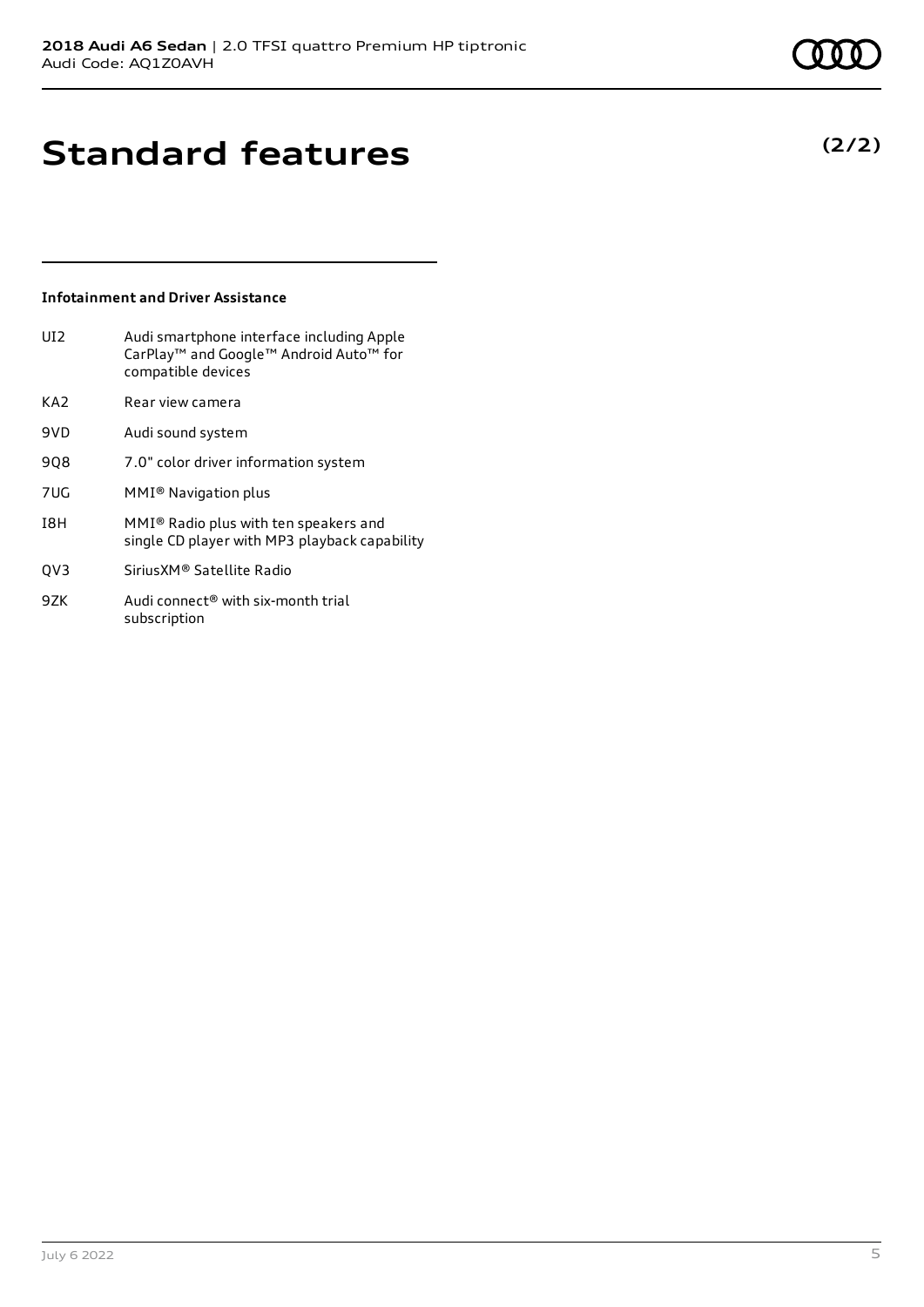# Standard features

**(2/2)**

### Infotainment and Driver Assistance

| | |
|---|---|
| UI2 | Audi smartphone interface including Apple CarPlay™ and Google™ Android Auto™ for compatible devices |
| KA2 | Rear view camera |
| 9VD | Audi sound system |
| 9Q8 | 7.0" color driver information system |
| 7UG | MMI® Navigation plus |
| I8H | MMI® Radio plus with ten speakers and single CD player with MP3 playback capability |
| QV3 | SiriusXM® Satellite Radio |
| 9ZK | Audi connect® with six-month trial subscription |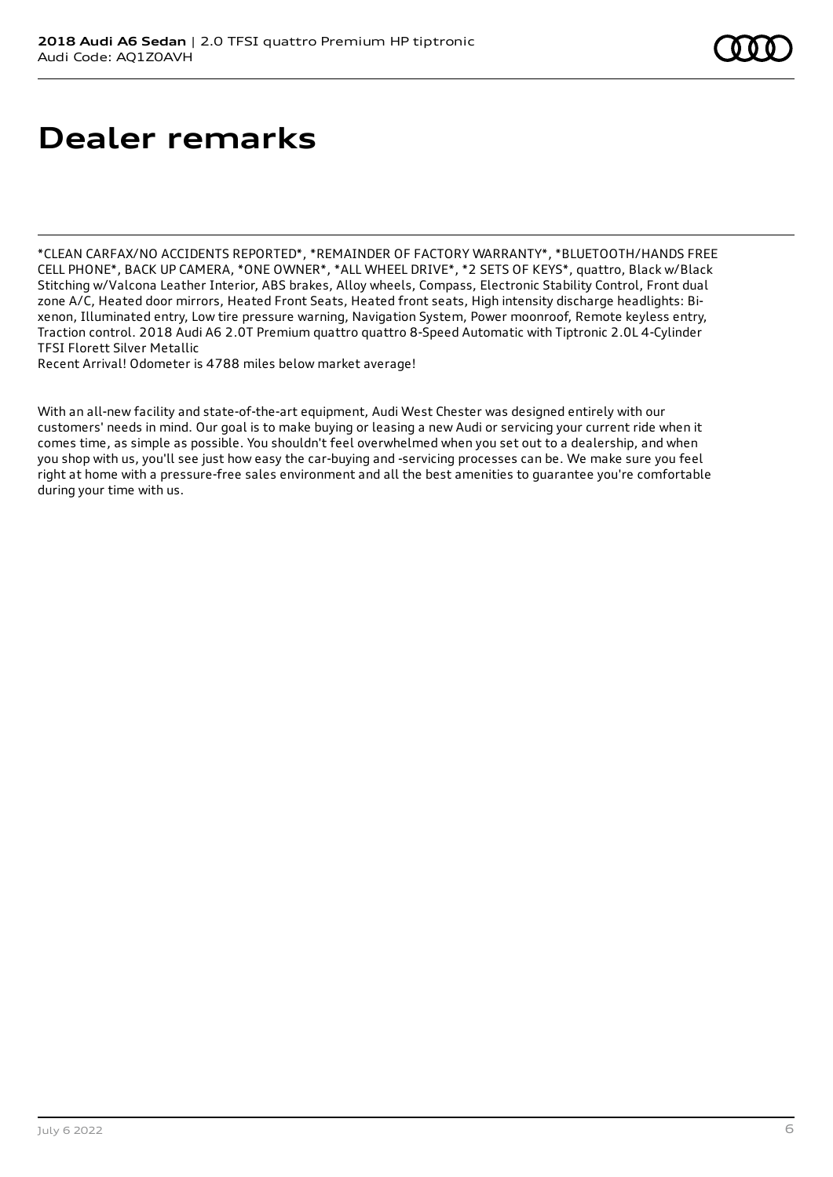# Dealer remarks

*CLEAN CARFAX/NO ACCIDENTS REPORTED*, *REMAINDER OF FACTORY WARRANTY*, *BLUETOOTH/HANDS FREE CELL PHONE*, BACK UP CAMERA, *ONE OWNER*, *ALL WHEEL DRIVE*, *2 SETS OF KEYS*, quattro, Black w/Black Stitching w/Valcona Leather Interior, ABS brakes, Alloy wheels, Compass, Electronic Stability Control, Front dual zone A/C, Heated door mirrors, Heated Front Seats, Heated front seats, High intensity discharge headlights: Bi-xenon, Illuminated entry, Low tire pressure warning, Navigation System, Power moonroof, Remote keyless entry, Traction control. 2018 Audi A6 2.0T Premium quattro quattro 8-Speed Automatic with Tiptronic 2.0L 4-Cylinder TFSI Florett Silver Metallic
Recent Arrival! Odometer is 4788 miles below market average!

With an all-new facility and state-of-the-art equipment, Audi West Chester was designed entirely with our customers' needs in mind. Our goal is to make buying or leasing a new Audi or servicing your current ride when it comes time, as simple as possible. You shouldn't feel overwhelmed when you set out to a dealership, and when you shop with us, you'll see just how easy the car-buying and -servicing processes can be. We make sure you feel right at home with a pressure-free sales environment and all the best amenities to guarantee you're comfortable during your time with us.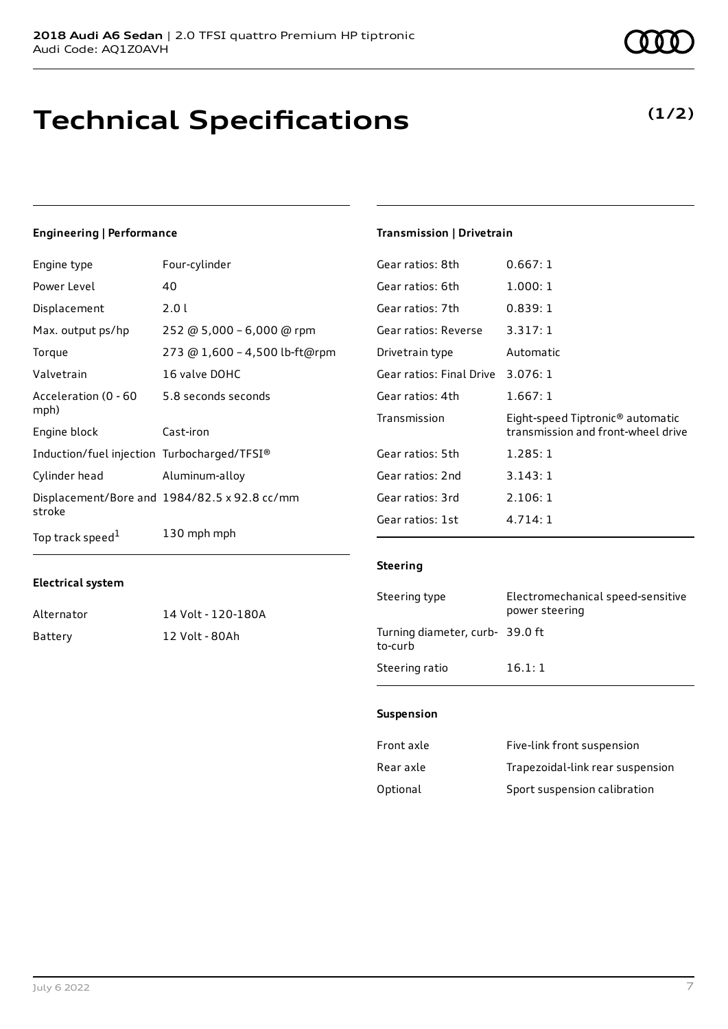**2018 Audi A6 Sedan** | 2.0 TFSI quattro Premium HP tiptronic
Audi Code: AQ1Z0AVH

# Technical Specifications

**(1/2)**

### Engineering | Performance

| | |
|---|---|
| Engine type | Four-cylinder |
| Power Level | 40 |
| Displacement | 2.0 l |
| Max. output ps/hp | 252 @ 5,000 – 6,000 @ rpm |
| Torque | 273 @ 1,600 – 4,500 lb-ft@rpm |
| Valvetrain | 16 valve DOHC |
| Acceleration (0 - 60 mph) | 5.8 seconds seconds |
| Engine block | Cast-iron |
| Induction/fuel injection | Turbocharged/TFSI® |
| Cylinder head | Aluminum-alloy |
| Displacement/Bore and stroke | 1984/82.5 x 92.8 cc/mm |
| Top track speed[1] | 130 mph mph |

### Electrical system

| | |
|---|---|
| Alternator | 14 Volt - 120-180A |
| Battery | 12 Volt - 80Ah |

### Transmission | Drivetrain

| | |
|---|---|
| Gear ratios: 8th | 0.667: 1 |
| Gear ratios: 6th | 1.000: 1 |
| Gear ratios: 7th | 0.839: 1 |
| Gear ratios: Reverse | 3.317: 1 |
| Drivetrain type | Automatic |
| Gear ratios: Final Drive | 3.076: 1 |
| Gear ratios: 4th | 1.667: 1 |
| Transmission | Eight-speed Tiptronic® automatic transmission and front-wheel drive |
| Gear ratios: 5th | 1.285: 1 |
| Gear ratios: 2nd | 3.143: 1 |
| Gear ratios: 3rd | 2.106: 1 |
| Gear ratios: 1st | 4.714: 1 |

### Steering

| | |
|---|---|
| Steering type | Electromechanical speed-sensitive power steering |
| Turning diameter, curb-to-curb | 39.0 ft |
| Steering ratio | 16.1: 1 |

### Suspension

| | |
|---|---|
| Front axle | Five-link front suspension |
| Rear axle | Trapezoidal-link rear suspension |
| Optional | Sport suspension calibration |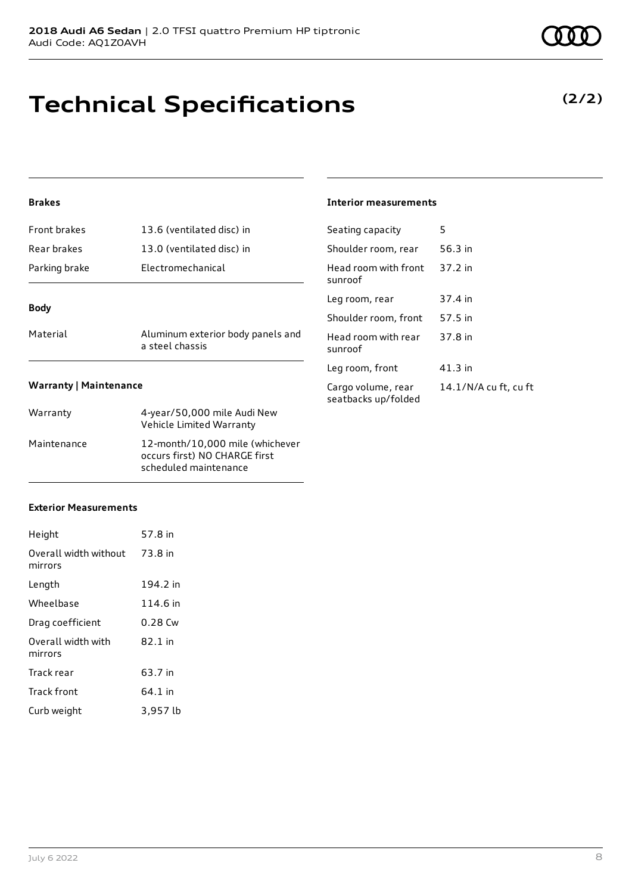# Technical Specifications

**(2/2)**

### Brakes

| | |
|---|---|
| Front brakes | 13.6 (ventilated disc) in |
| Rear brakes | 13.0 (ventilated disc) in |
| Parking brake | Electromechanical |

### Body

| | |
|---|---|
| Material | Aluminum exterior body panels and a steel chassis |

### Warranty | Maintenance

| | |
|---|---|
| Warranty | 4-year/50,000 mile Audi New Vehicle Limited Warranty |
| Maintenance | 12-month/10,000 mile (whichever occurs first) NO CHARGE first scheduled maintenance |

### Exterior Measurements

| | |
|---|---|
| Height | 57.8 in |
| Overall width without mirrors | 73.8 in |
| Length | 194.2 in |
| Wheelbase | 114.6 in |
| Drag coefficient | 0.28 Cw |
| Overall width with mirrors | 82.1 in |
| Track rear | 63.7 in |
| Track front | 64.1 in |
| Curb weight | 3,957 lb |

### Interior measurements

| | |
|---|---|
| Seating capacity | 5 |
| Shoulder room, rear | 56.3 in |
| Head room with front sunroof | 37.2 in |
| Leg room, rear | 37.4 in |
| Shoulder room, front | 57.5 in |
| Head room with rear sunroof | 37.8 in |
| Leg room, front | 41.3 in |
| Cargo volume, rear seatbacks up/folded | 14.1/N/A cu ft, cu ft |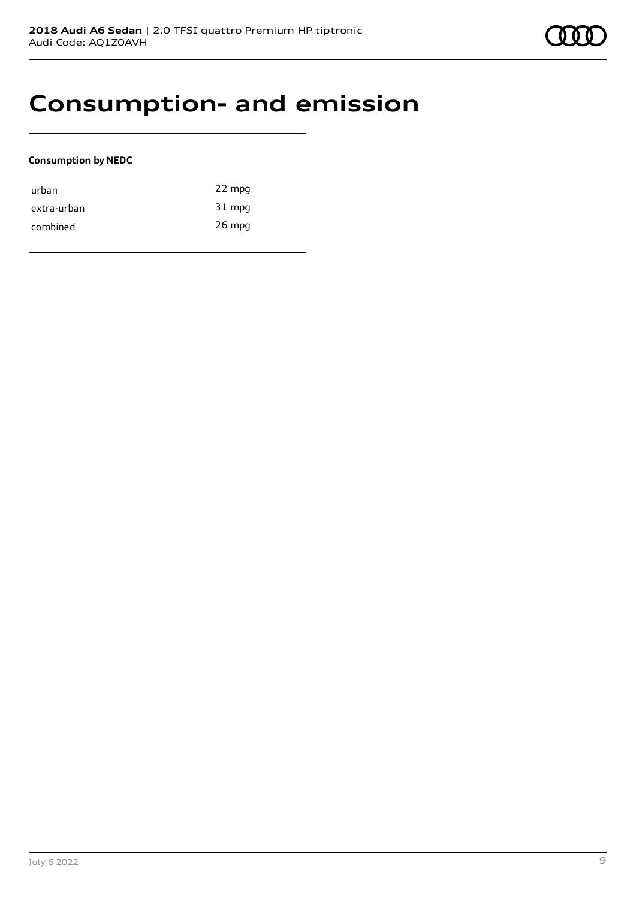# Consumption- and emission

**Consumption by NEDC**

| | |
|---|---|
| urban | 22 mpg |
| extra-urban | 31 mpg |
| combined | 26 mpg |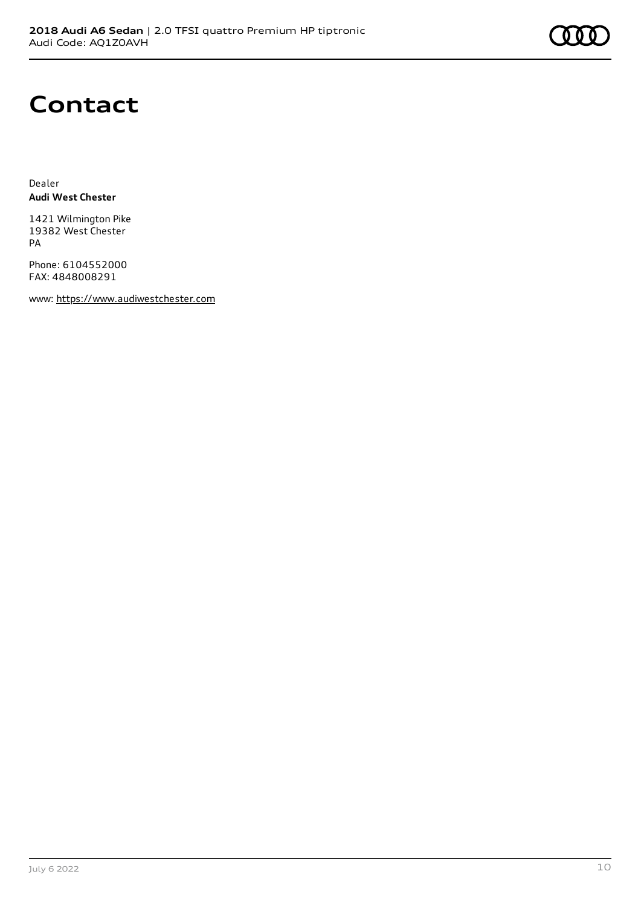# Contact

Dealer
**Audi West Chester**

1421 Wilmington Pike
19382 West Chester
PA

Phone: 6104552000
FAX: 4848008291

www: https://www.audiwestchester.com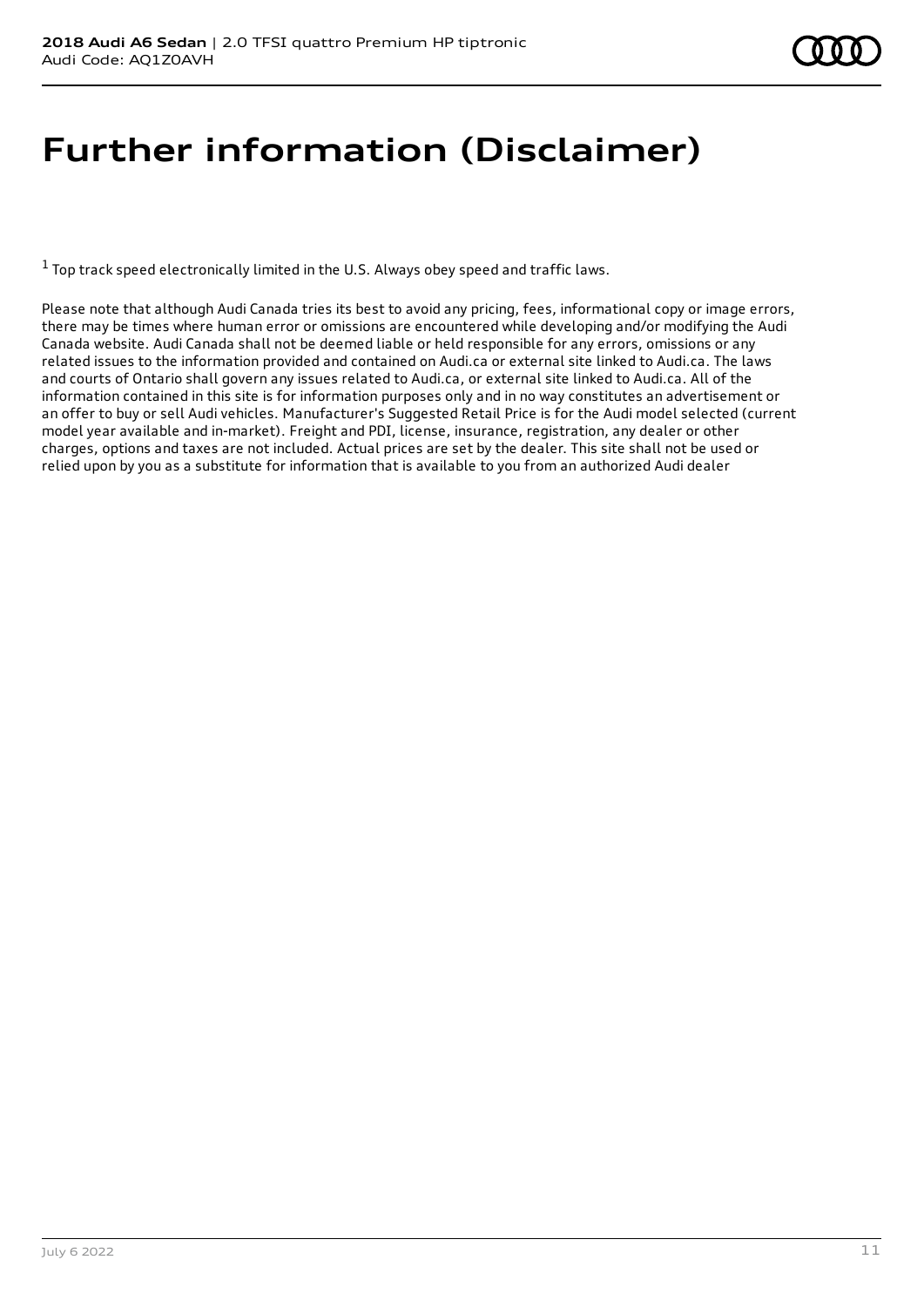# Further information (Disclaimer)

[1] Top track speed electronically limited in the U.S. Always obey speed and traffic laws.

Please note that although Audi Canada tries its best to avoid any pricing, fees, informational copy or image errors, there may be times where human error or omissions are encountered while developing and/or modifying the Audi Canada website. Audi Canada shall not be deemed liable or held responsible for any errors, omissions or any related issues to the information provided and contained on Audi.ca or external site linked to Audi.ca. The laws and courts of Ontario shall govern any issues related to Audi.ca, or external site linked to Audi.ca. All of the information contained in this site is for information purposes only and in no way constitutes an advertisement or an offer to buy or sell Audi vehicles. Manufacturer's Suggested Retail Price is for the Audi model selected (current model year available and in-market). Freight and PDI, license, insurance, registration, any dealer or other charges, options and taxes are not included. Actual prices are set by the dealer. This site shall not be used or relied upon by you as a substitute for information that is available to you from an authorized Audi dealer